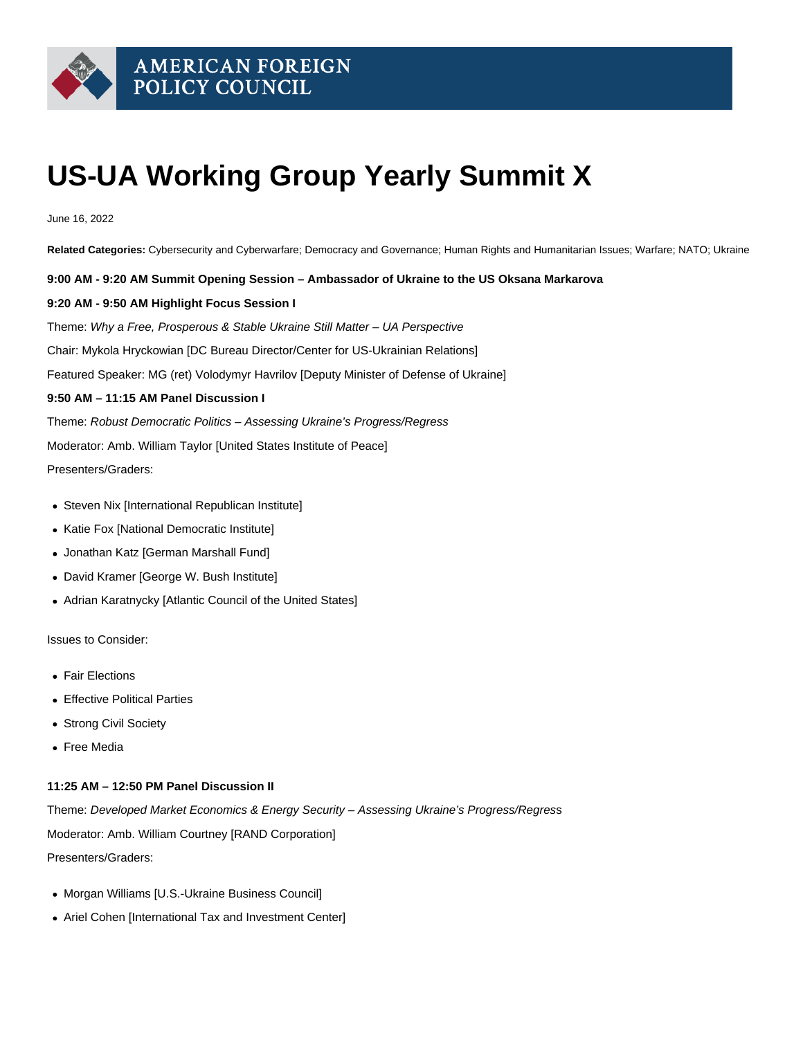AMERICAN FOREIGN POLICY COUNCIL

# US-UA Working Group Yearly Summit X

June 16, 2022

**Related Categories:** Cybersecurity and Cyberwarfare; Democracy and Governance; Human Rights and Humanitarian Issues; Warfare; NATO; Ukraine

**9:00 AM - 9:20 AM Summit Opening Session – Ambassador of Ukraine to the US Oksana Markarova**

**9:20 AM - 9:50 AM Highlight Focus Session I**

Theme: *Why a Free, Prosperous & Stable Ukraine Still Matter – UA Perspective*

Chair: Mykola Hryckowian [DC Bureau Director/Center for US-Ukrainian Relations]

Featured Speaker: MG (ret) Volodymyr Havrilov [Deputy Minister of Defense of Ukraine]

**9:50 AM – 11:15 AM Panel Discussion I**

Theme: *Robust Democratic Politics – Assessing Ukraine's Progress/Regress*

Moderator: Amb. William Taylor [United States Institute of Peace]

Presenters/Graders:

- Steven Nix [International Republican Institute]
- Katie Fox [National Democratic Institute]
- Jonathan Katz [German Marshall Fund]
- David Kramer [George W. Bush Institute]
- Adrian Karatnycky [Atlantic Council of the United States]

Issues to Consider:

- Fair Elections
- Effective Political Parties
- Strong Civil Society
- Free Media

**11:25 AM – 12:50 PM Panel Discussion II**

Theme: *Developed Market Economics & Energy Security – Assessing Ukraine's Progress/Regres*s

Moderator: Amb. William Courtney [RAND Corporation]

Presenters/Graders:

- Morgan Williams [U.S.-Ukraine Business Council]
- Ariel Cohen [International Tax and Investment Center]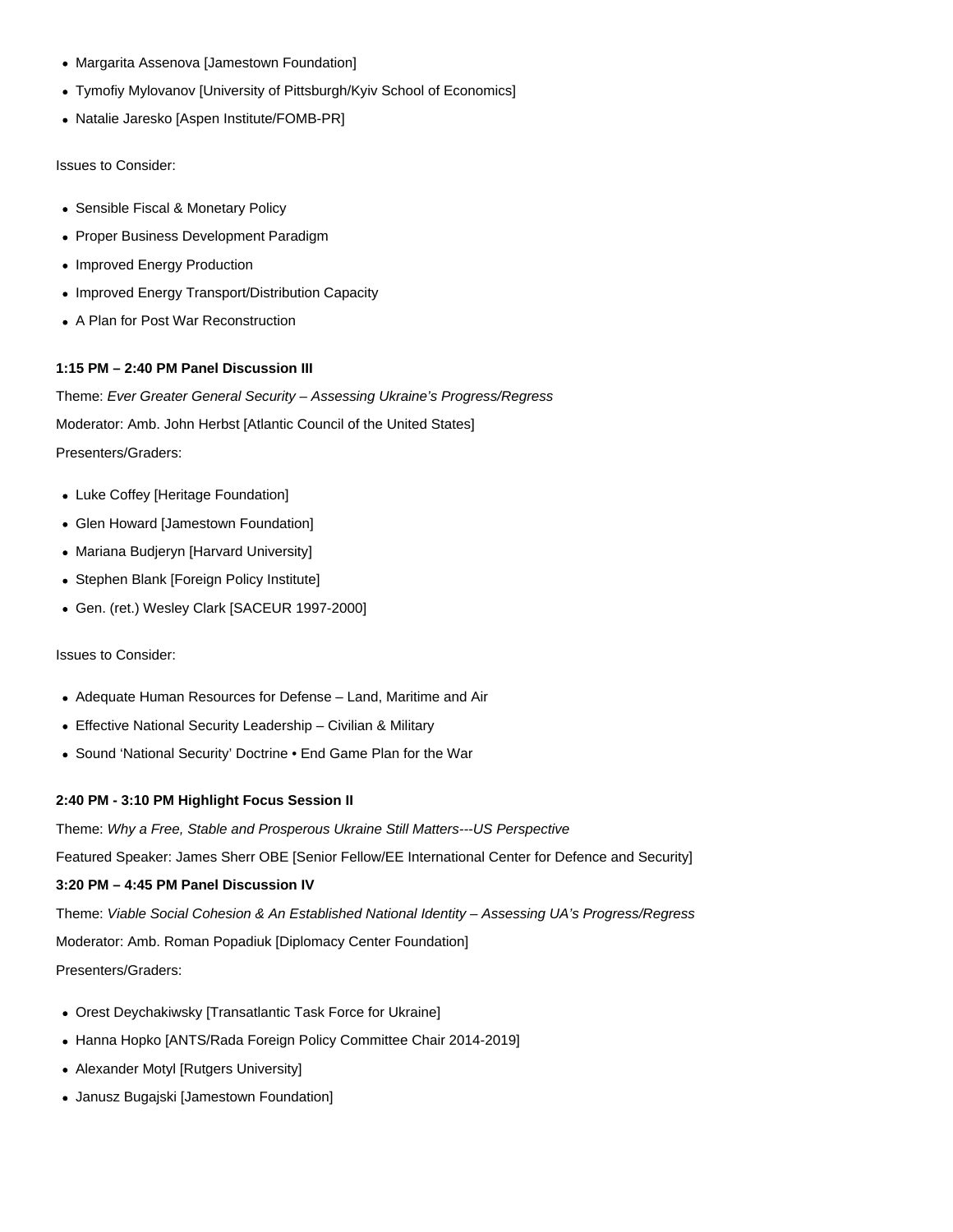- Margarita Assenova [Jamestown Foundation]
- Tymofiy Mylovanov [University of Pittsburgh/Kyiv School of Economics]
- Natalie Jaresko [Aspen Institute/FOMB-PR]

Issues to Consider:

- Sensible Fiscal & Monetary Policy
- Proper Business Development Paradigm
- Improved Energy Production
- Improved Energy Transport/Distribution Capacity
- A Plan for Post War Reconstruction

**1:15 PM – 2:40 PM Panel Discussion III**

Theme: *Ever Greater General Security – Assessing Ukraine's Progress/Regress*

Moderator: Amb. John Herbst [Atlantic Council of the United States]

Presenters/Graders:

- Luke Coffey [Heritage Foundation]
- Glen Howard [Jamestown Foundation]
- Mariana Budjeryn [Harvard University]
- Stephen Blank [Foreign Policy Institute]
- Gen. (ret.) Wesley Clark [SACEUR 1997-2000]

Issues to Consider:

- Adequate Human Resources for Defense – Land, Maritime and Air
- Effective National Security Leadership – Civilian & Military
- Sound 'National Security' Doctrine • End Game Plan for the War

**2:40 PM - 3:10 PM Highlight Focus Session II**

Theme: *Why a Free, Stable and Prosperous Ukraine Still Matters---US Perspective*

Featured Speaker: James Sherr OBE [Senior Fellow/EE International Center for Defence and Security]

**3:20 PM – 4:45 PM Panel Discussion IV**

Theme: *Viable Social Cohesion & An Established National Identity – Assessing UA's Progress/Regress*

Moderator: Amb. Roman Popadiuk [Diplomacy Center Foundation]

Presenters/Graders:

- Orest Deychakiwsky [Transatlantic Task Force for Ukraine]
- Hanna Hopko [ANTS/Rada Foreign Policy Committee Chair 2014-2019]
- Alexander Motyl [Rutgers University]
- Janusz Bugajski [Jamestown Foundation]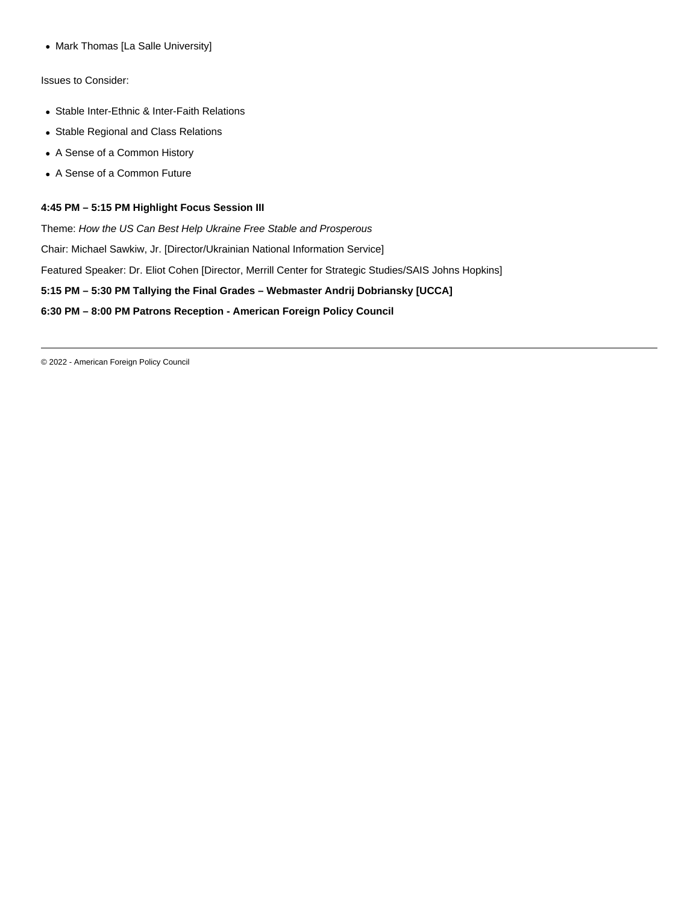- Mark Thomas [La Salle University]

Issues to Consider:

- Stable Inter-Ethnic & Inter-Faith Relations
- Stable Regional and Class Relations
- A Sense of a Common History
- A Sense of a Common Future

**4:45 PM – 5:15 PM Highlight Focus Session III**

Theme: *How the US Can Best Help Ukraine Free Stable and Prosperous*

Chair: Michael Sawkiw, Jr. [Director/Ukrainian National Information Service]

Featured Speaker: Dr. Eliot Cohen [Director, Merrill Center for Strategic Studies/SAIS Johns Hopkins]

**5:15 PM – 5:30 PM Tallying the Final Grades – Webmaster Andrij Dobriansky [UCCA]**

**6:30 PM – 8:00 PM Patrons Reception - American Foreign Policy Council**

---

© 2022 - American Foreign Policy Council